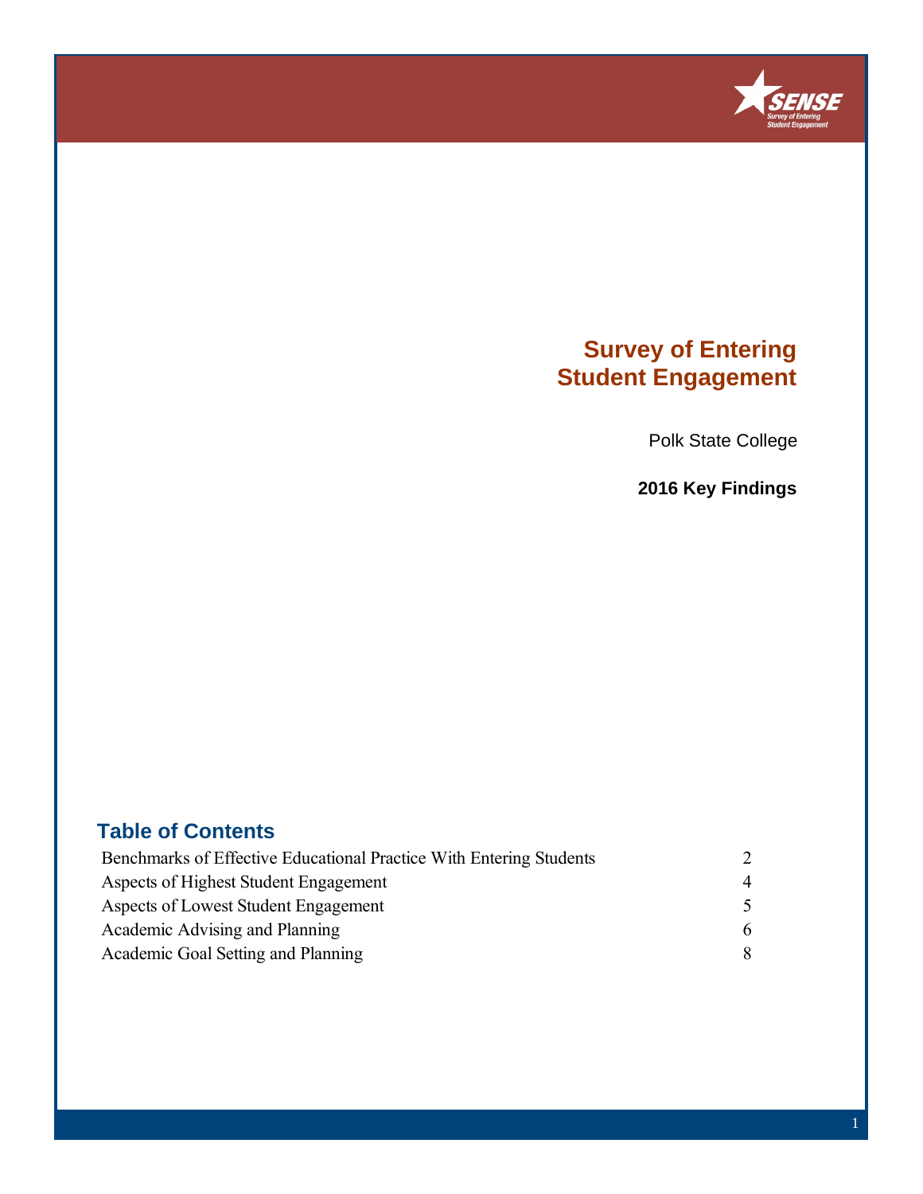# Survey of Entering Student Engagement

Polk State College

**2016 Key Findings**

## Table of Contents

| | |
|---|---|
| Benchmarks of Effective Educational Practice With Entering Students | 2 |
| Aspects of Highest Student Engagement | 4 |
| Aspects of Lowest Student Engagement | 5 |
| Academic Advising and Planning | 6 |
| Academic Goal Setting and Planning | 8 |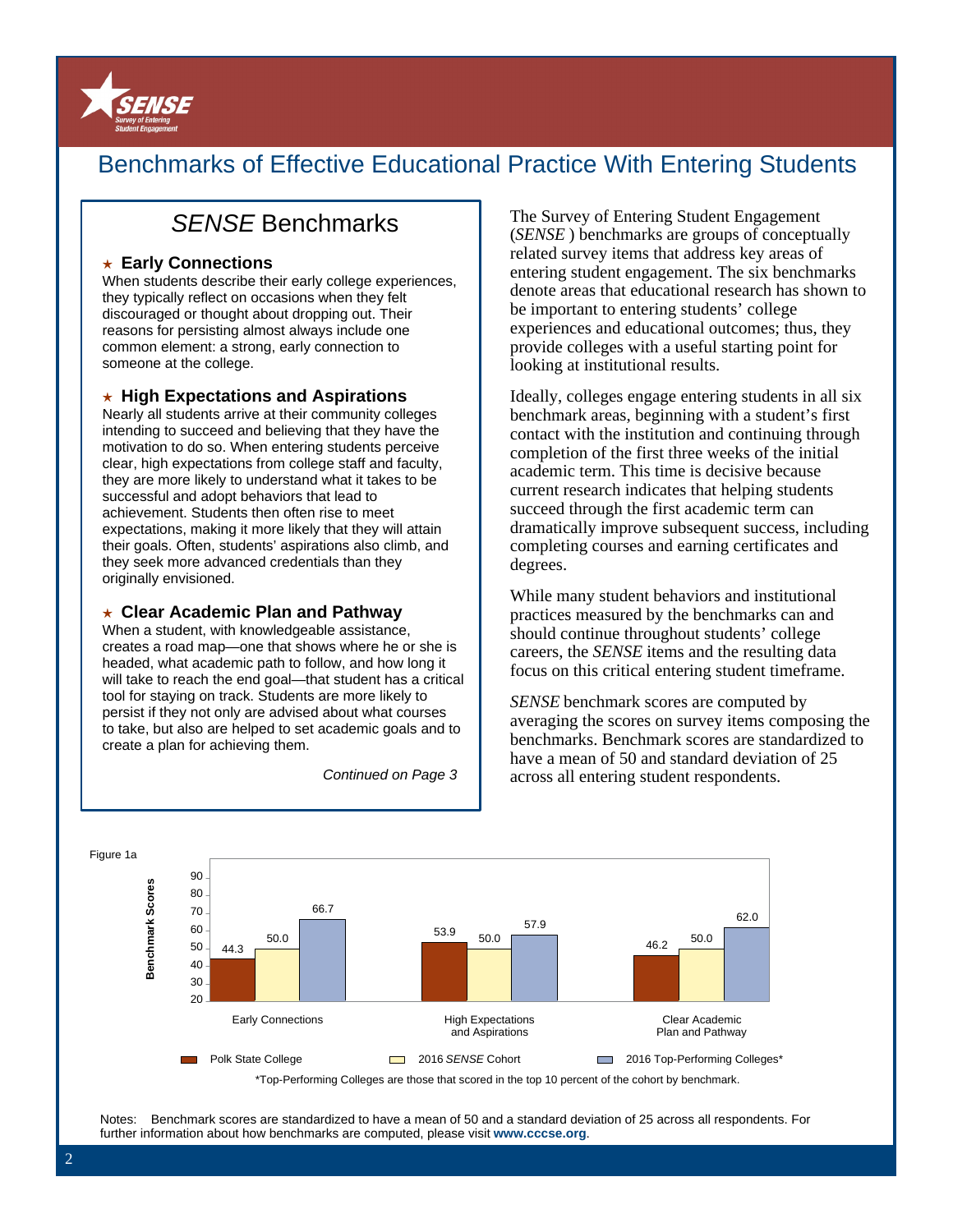# Benchmarks of Effective Educational Practice With Entering Students

## *SENSE* Benchmarks

### ★ Early Connections

When students describe their early college experiences, they typically reflect on occasions when they felt discouraged or thought about dropping out. Their reasons for persisting almost always include one common element: a strong, early connection to someone at the college.

### ★ High Expectations and Aspirations

Nearly all students arrive at their community colleges intending to succeed and believing that they have the motivation to do so. When entering students perceive clear, high expectations from college staff and faculty, they are more likely to understand what it takes to be successful and adopt behaviors that lead to achievement. Students then often rise to meet expectations, making it more likely that they will attain their goals. Often, students' aspirations also climb, and they seek more advanced credentials than they originally envisioned.

### ★ Clear Academic Plan and Pathway

When a student, with knowledgeable assistance, creates a road map—one that shows where he or she is headed, what academic path to follow, and how long it will take to reach the end goal—that student has a critical tool for staying on track. Students are more likely to persist if they not only are advised about what courses to take, but also are helped to set academic goals and to create a plan for achieving them.

*Continued on Page 3*

The Survey of Entering Student Engagement (*SENSE* ) benchmarks are groups of conceptually related survey items that address key areas of entering student engagement. The six benchmarks denote areas that educational research has shown to be important to entering students' college experiences and educational outcomes; thus, they provide colleges with a useful starting point for looking at institutional results.

Ideally, colleges engage entering students in all six benchmark areas, beginning with a student's first contact with the institution and continuing through completion of the first three weeks of the initial academic term. This time is decisive because current research indicates that helping students succeed through the first academic term can dramatically improve subsequent success, including completing courses and earning certificates and degrees.

While many student behaviors and institutional practices measured by the benchmarks can and should continue throughout students' college careers, the *SENSE* items and the resulting data focus on this critical entering student timeframe.

*SENSE* benchmark scores are computed by averaging the scores on survey items composing the benchmarks. Benchmark scores are standardized to have a mean of 50 and standard deviation of 25 across all entering student respondents.

Figure 1a

| Benchmark Scores | Polk State College | 2016 *SENSE* Cohort | 2016 Top-Performing Colleges* |
|---|---|---|---|
| Early Connections | 44.3 | 50.0 | 66.7 |
| High Expectations and Aspirations | 53.9 | 50.0 | 57.9 |
| Clear Academic Plan and Pathway | 46.2 | 50.0 | 62.0 |

*Top-Performing Colleges are those that scored in the top 10 percent of the cohort by benchmark.

Notes: Benchmark scores are standardized to have a mean of 50 and a standard deviation of 25 across all respondents. For further information about how benchmarks are computed, please visit **www.cccse.org**.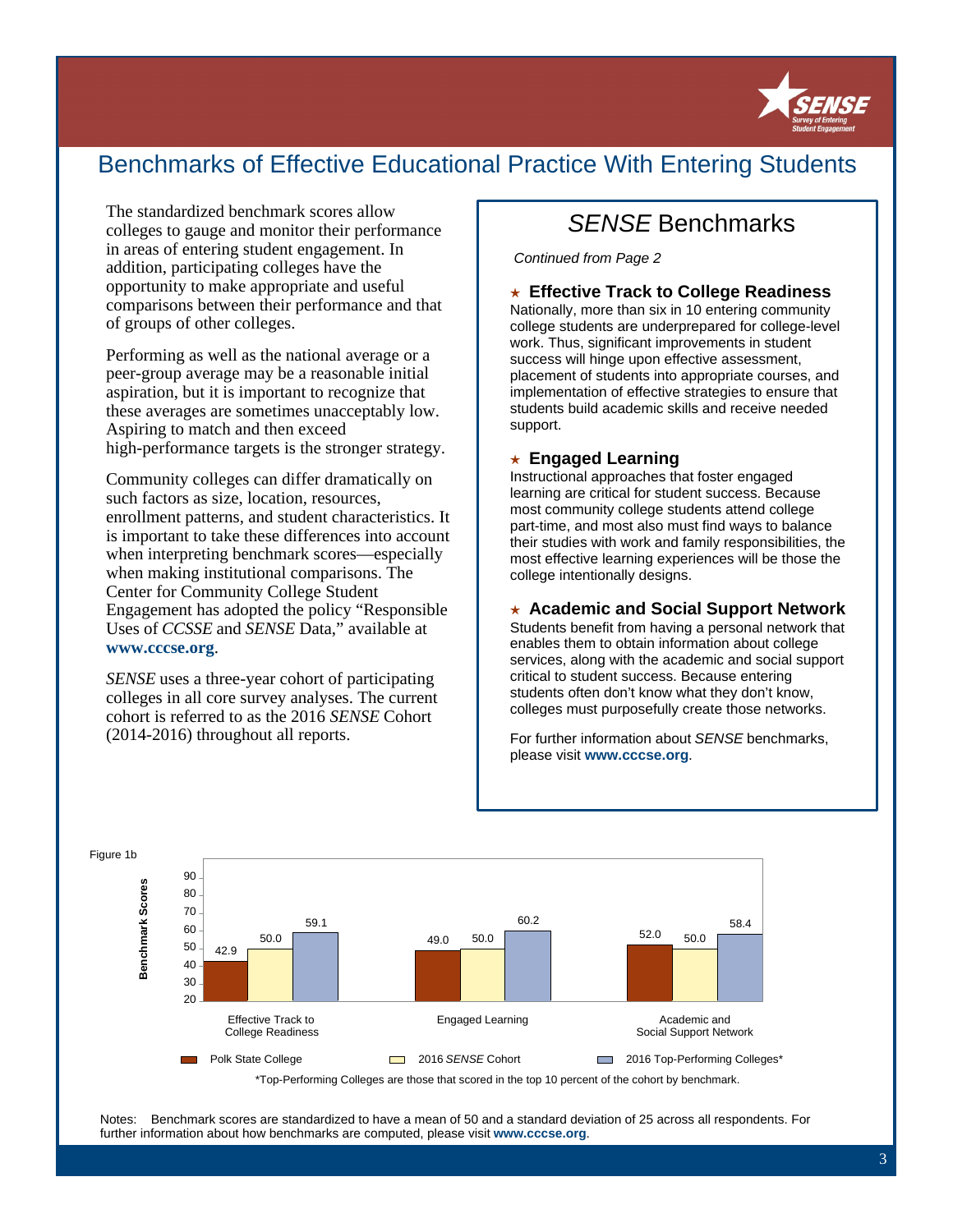# Benchmarks of Effective Educational Practice With Entering Students

The standardized benchmark scores allow colleges to gauge and monitor their performance in areas of entering student engagement. In addition, participating colleges have the opportunity to make appropriate and useful comparisons between their performance and that of groups of other colleges.

Performing as well as the national average or a peer-group average may be a reasonable initial aspiration, but it is important to recognize that these averages are sometimes unacceptably low. Aspiring to match and then exceed high-performance targets is the stronger strategy.

Community colleges can differ dramatically on such factors as size, location, resources, enrollment patterns, and student characteristics. It is important to take these differences into account when interpreting benchmark scores—especially when making institutional comparisons. The Center for Community College Student Engagement has adopted the policy "Responsible Uses of *CCSSE* and *SENSE* Data," available at **www.cccse.org**.

*SENSE* uses a three-year cohort of participating colleges in all core survey analyses. The current cohort is referred to as the 2016 *SENSE* Cohort (2014-2016) throughout all reports.

## *SENSE* Benchmarks

*Continued from Page 2*

### ★ Effective Track to College Readiness

Nationally, more than six in 10 entering community college students are underprepared for college-level work. Thus, significant improvements in student success will hinge upon effective assessment, placement of students into appropriate courses, and implementation of effective strategies to ensure that students build academic skills and receive needed support.

### ★ Engaged Learning

Instructional approaches that foster engaged learning are critical for student success. Because most community college students attend college part-time, and most also must find ways to balance their studies with work and family responsibilities, the most effective learning experiences will be those the college intentionally designs.

### ★ Academic and Social Support Network

Students benefit from having a personal network that enables them to obtain information about college services, along with the academic and social support critical to student success. Because entering students often don't know what they don't know, colleges must purposefully create those networks.

For further information about *SENSE* benchmarks, please visit **www.cccse.org**.

Figure 1b

| Benchmark Scores | Polk State College | 2016 *SENSE* Cohort | 2016 Top-Performing Colleges* |
| --- | --- | --- | --- |
| Effective Track to College Readiness | 42.9 | 50.0 | 59.1 |
| Engaged Learning | 49.0 | 50.0 | 60.2 |
| Academic and Social Support Network | 52.0 | 50.0 | 58.4 |

*Top-Performing Colleges are those that scored in the top 10 percent of the cohort by benchmark.

Notes: Benchmark scores are standardized to have a mean of 50 and a standard deviation of 25 across all respondents. For further information about how benchmarks are computed, please visit **www.cccse.org**.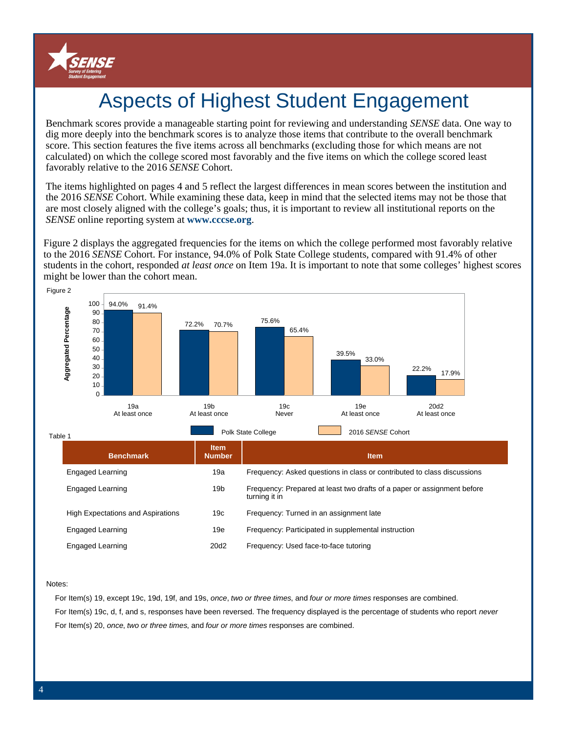# Aspects of Highest Student Engagement

Benchmark scores provide a manageable starting point for reviewing and understanding *SENSE* data. One way to dig more deeply into the benchmark scores is to analyze those items that contribute to the overall benchmark score. This section features the five items across all benchmarks (excluding those for which means are not calculated) on which the college scored most favorably and the five items on which the college scored least favorably relative to the 2016 *SENSE* Cohort.

The items highlighted on pages 4 and 5 reflect the largest differences in mean scores between the institution and the 2016 *SENSE* Cohort. While examining these data, keep in mind that the selected items may not be those that are most closely aligned with the college's goals; thus, it is important to review all institutional reports on the *SENSE* online reporting system at **www.cccse.org**.

Figure 2 displays the aggregated frequencies for the items on which the college performed most favorably relative to the 2016 *SENSE* Cohort. For instance, 94.0% of Polk State College students, compared with 91.4% of other students in the cohort, responded *at least once* on Item 19a. It is important to note that some colleges' highest scores might be lower than the cohort mean.

Figure 2

| Item | Polk State College | 2016 *SENSE* Cohort |
|---|---|---|
| 19a At least once | 94.0% | 91.4% |
| 19b At least once | 72.2% | 70.7% |
| 19c Never | 75.6% | 65.4% |
| 19e At least once | 39.5% | 33.0% |
| 20d2 At least once | 22.2% | 17.9% |

Table 1

| Benchmark | Item Number | Item |
|---|---|---|
| Engaged Learning | 19a | Frequency: Asked questions in class or contributed to class discussions |
| Engaged Learning | 19b | Frequency: Prepared at least two drafts of a paper or assignment before turning it in |
| High Expectations and Aspirations | 19c | Frequency: Turned in an assignment late |
| Engaged Learning | 19e | Frequency: Participated in supplemental instruction |
| Engaged Learning | 20d2 | Frequency: Used face-to-face tutoring |

Notes:

For Item(s) 19, except 19c, 19d, 19f, and 19s, *once*, *two or three times*, and *four or more times* responses are combined.

For Item(s) 19c, d, f, and s, responses have been reversed. The frequency displayed is the percentage of students who report *never*

For Item(s) 20, *once*, *two or three times*, and *four or more times* responses are combined.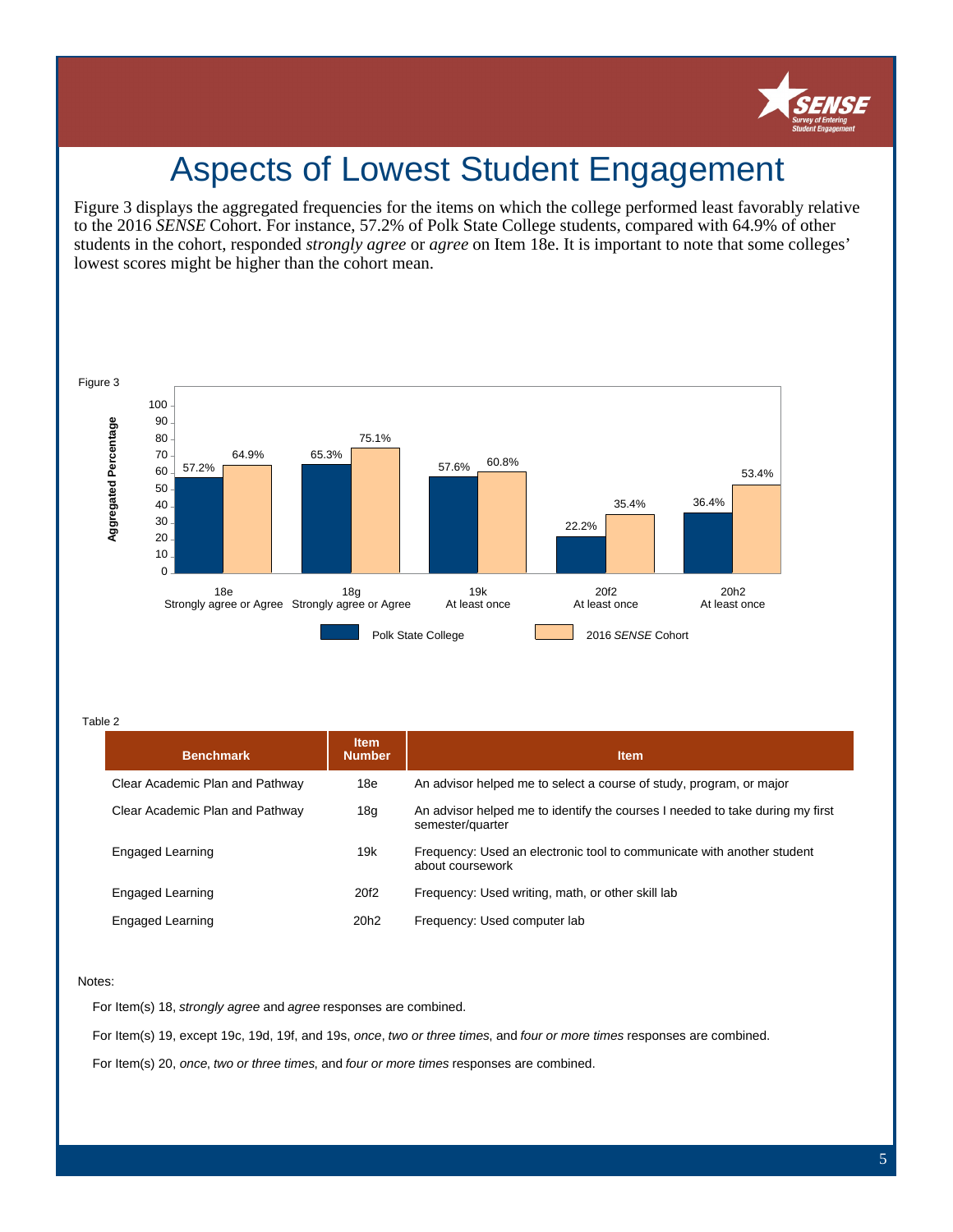# Aspects of Lowest Student Engagement

Figure 3 displays the aggregated frequencies for the items on which the college performed least favorably relative to the 2016 *SENSE* Cohort. For instance, 57.2% of Polk State College students, compared with 64.9% of other students in the cohort, responded *strongly agree* or *agree* on Item 18e. It is important to note that some colleges' lowest scores might be higher than the cohort mean.

Figure 3

| Item | Polk State College | 2016 *SENSE* Cohort |
|---|---|---|
| 18e Strongly agree or Agree | 57.2% | 64.9% |
| 18g Strongly agree or Agree | 65.3% | 75.1% |
| 19k At least once | 57.6% | 60.8% |
| 20f2 At least once | 22.2% | 35.4% |
| 20h2 At least once | 36.4% | 53.4% |

Table 2

| Benchmark | Item Number | Item |
|---|---|---|
| Clear Academic Plan and Pathway | 18e | An advisor helped me to select a course of study, program, or major |
| Clear Academic Plan and Pathway | 18g | An advisor helped me to identify the courses I needed to take during my first semester/quarter |
| Engaged Learning | 19k | Frequency: Used an electronic tool to communicate with another student about coursework |
| Engaged Learning | 20f2 | Frequency: Used writing, math, or other skill lab |
| Engaged Learning | 20h2 | Frequency: Used computer lab |

Notes:

For Item(s) 18, *strongly agree* and *agree* responses are combined.

For Item(s) 19, except 19c, 19d, 19f, and 19s, *once*, *two or three times*, and *four or more times* responses are combined.

For Item(s) 20, *once*, *two or three times,* and *four or more times* responses are combined.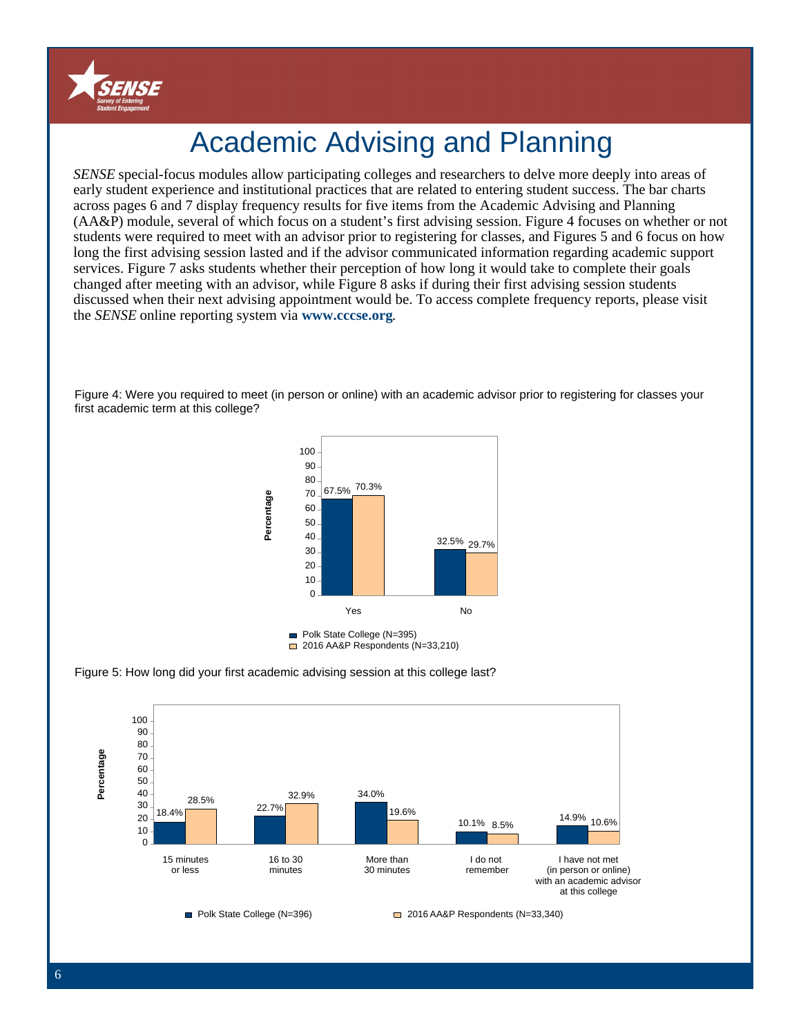# Academic Advising and Planning

*SENSE* special-focus modules allow participating colleges and researchers to delve more deeply into areas of early student experience and institutional practices that are related to entering student success. The bar charts across pages 6 and 7 display frequency results for five items from the Academic Advising and Planning (AA&P) module, several of which focus on a student's first advising session. Figure 4 focuses on whether or not students were required to meet with an advisor prior to registering for classes, and Figures 5 and 6 focus on how long the first advising session lasted and if the advisor communicated information regarding academic support services. Figure 7 asks students whether their perception of how long it would take to complete their goals changed after meeting with an advisor, while Figure 8 asks if during their first advising session students discussed when their next advising appointment would be. To access complete frequency reports, please visit the *SENSE* online reporting system via **www.cccse.org**.

Figure 4: Were you required to meet (in person or online) with an academic advisor prior to registering for classes your first academic term at this college?

| Response | Polk State College (N=395) | 2016 AA&P Respondents (N=33,210) |
| --- | --- | --- |
| Yes | 67.5% | 70.3% |
| No | 32.5% | 29.7% |

Figure 5: How long did your first academic advising session at this college last?

| Response | Polk State College (N=396) | 2016 AA&P Respondents (N=33,340) |
| --- | --- | --- |
| 15 minutes or less | 18.4% | 28.5% |
| 16 to 30 minutes | 22.7% | 32.9% |
| More than 30 minutes | 34.0% | 19.6% |
| I do not remember | 10.1% | 8.5% |
| I have not met (in person or online) with an academic advisor at this college | 14.9% | 10.6% |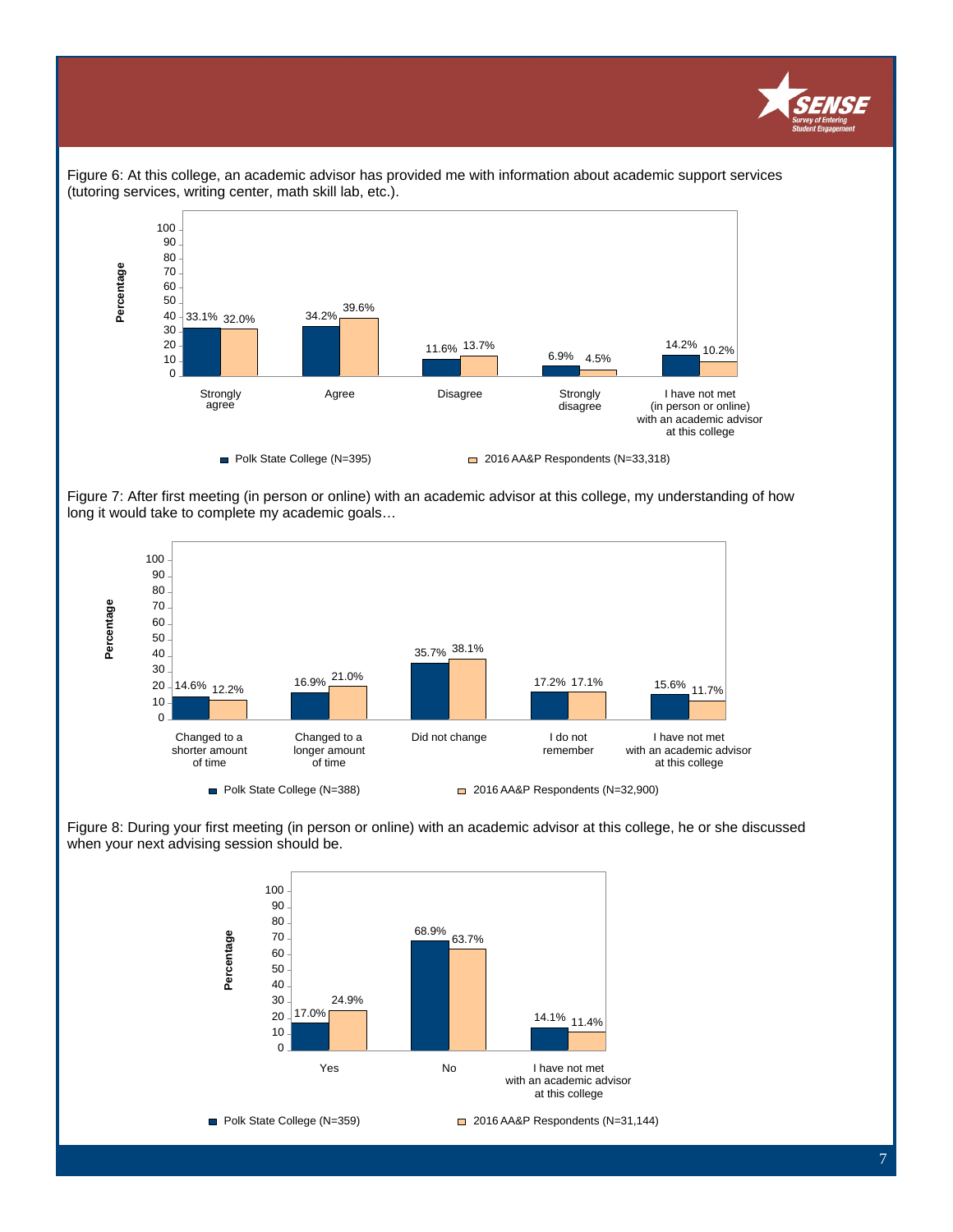Figure 6: At this college, an academic advisor has provided me with information about academic support services (tutoring services, writing center, math skill lab, etc.).

| | Strongly agree | Agree | Disagree | Strongly disagree | I have not met (in person or online) with an academic advisor at this college |
|---|---|---|---|---|---|
| Polk State College (N=395) | 33.1% | 34.2% | 11.6% | 6.9% | 14.2% |
| 2016 AA&P Respondents (N=33,318) | 32.0% | 39.6% | 13.7% | 4.5% | 10.2% |

Figure 7: After first meeting (in person or online) with an academic advisor at this college, my understanding of how long it would take to complete my academic goals…

| | Changed to a shorter amount of time | Changed to a longer amount of time | Did not change | I do not remember | I have not met with an academic advisor at this college |
|---|---|---|---|---|---|
| Polk State College (N=388) | 14.6% | 16.9% | 35.7% | 17.2% | 15.6% |
| 2016 AA&P Respondents (N=32,900) | 12.2% | 21.0% | 38.1% | 17.1% | 11.7% |

Figure 8: During your first meeting (in person or online) with an academic advisor at this college, he or she discussed when your next advising session should be.

| | Yes | No | I have not met with an academic advisor at this college |
|---|---|---|---|
| Polk State College (N=359) | 17.0% | 68.9% | 14.1% |
| 2016 AA&P Respondents (N=31,144) | 24.9% | 63.7% | 11.4% |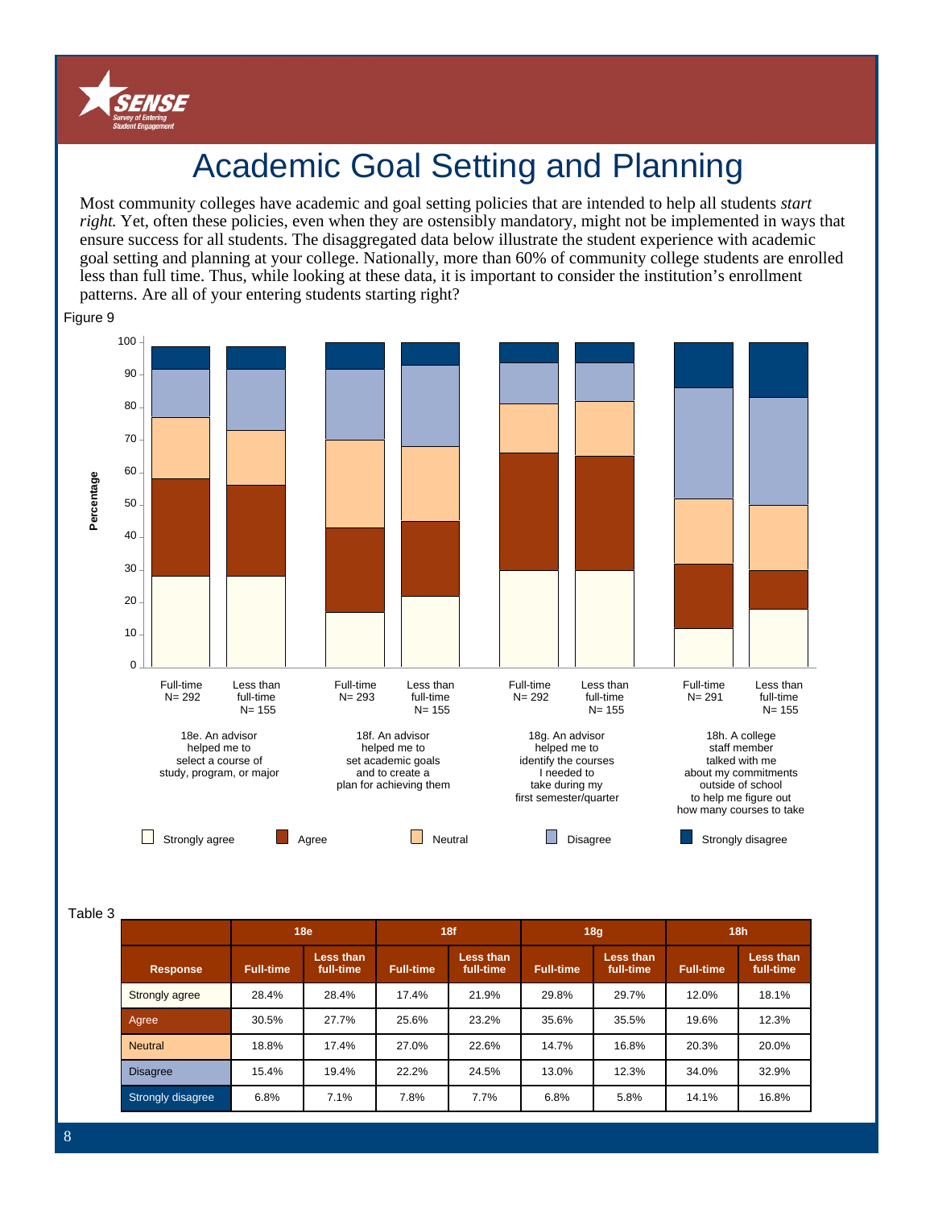# Academic Goal Setting and Planning

Most community colleges have academic and goal setting policies that are intended to help all students *start right.* Yet, often these policies, even when they are ostensibly mandatory, might not be implemented in ways that ensure success for all students. The disaggregated data below illustrate the student experience with academic goal setting and planning at your college. Nationally, more than 60% of community college students are enrolled less than full time. Thus, while looking at these data, it is important to consider the institution's enrollment patterns. Are all of your entering students starting right?

Figure 9

Percentage

0 10 20 30 40 50 60 70 80 90 100

Full-time N= 292 | Less than full-time N= 155

18e. An advisor helped me to select a course of study, program, or major

Full-time N= 293 | Less than full-time N= 155

18f. An advisor helped me to set academic goals and to create a plan for achieving them

Full-time N= 292 | Less than full-time N= 155

18g. An advisor helped me to identify the courses I needed to take during my first semester/quarter

Full-time N= 291 | Less than full-time N= 155

18h. A college staff member talked with me about my commitments outside of school to help me figure out how many courses to take

Strongly agree | Agree | Neutral | Disagree | Strongly disagree

Table 3

| Response | 18e | | 18f | | 18g | | 18h | |
|---|---|---|---|---|---|---|---|---|
| | Full-time | Less than full-time | Full-time | Less than full-time | Full-time | Less than full-time | Full-time | Less than full-time |
| Strongly agree | 28.4% | 28.4% | 17.4% | 21.9% | 29.8% | 29.7% | 12.0% | 18.1% |
| Agree | 30.5% | 27.7% | 25.6% | 23.2% | 35.6% | 35.5% | 19.6% | 12.3% |
| Neutral | 18.8% | 17.4% | 27.0% | 22.6% | 14.7% | 16.8% | 20.3% | 20.0% |
| Disagree | 15.4% | 19.4% | 22.2% | 24.5% | 13.0% | 12.3% | 34.0% | 32.9% |
| Strongly disagree | 6.8% | 7.1% | 7.8% | 7.7% | 6.8% | 5.8% | 14.1% | 16.8% |